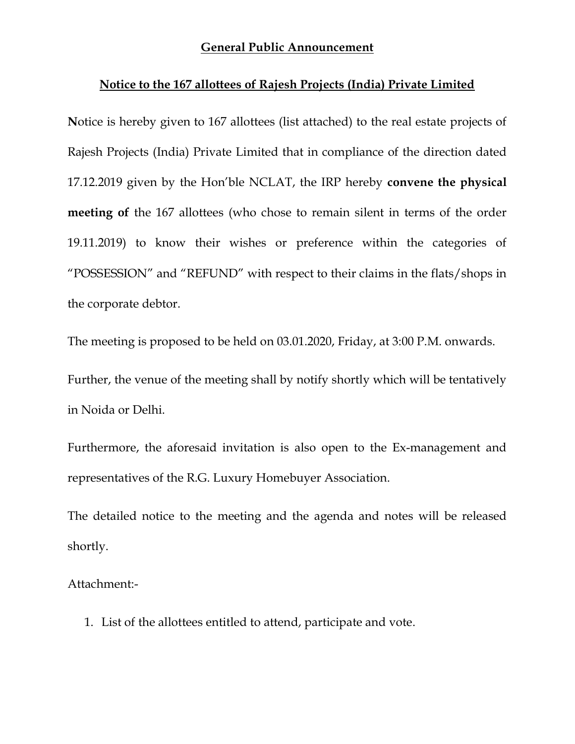# General Public Announcement

## Notice to the 167 allottees of Rajesh Projects (India) Private Limited

**N**otice is hereby given to 167 allottees (list attached) to the real estate projects of Rajesh Projects (India) Private Limited that in compliance of the direction dated 17.12.2019 given by the Hon'ble NCLAT, the IRP hereby **convene the physical meeting of** the 167 allottees (who chose to remain silent in terms of the order 19.11.2019) to know their wishes or preference within the categories of "POSSESSION" and "REFUND" with respect to their claims in the flats/shops in the corporate debtor.

The meeting is proposed to be held on 03.01.2020, Friday, at 3:00 P.M. onwards.

Further, the venue of the meeting shall by notify shortly which will be tentatively in Noida or Delhi.

Furthermore, the aforesaid invitation is also open to the Ex-management and representatives of the R.G. Luxury Homebuyer Association.

The detailed notice to the meeting and the agenda and notes will be released shortly.

Attachment:-

1. List of the allottees entitled to attend, participate and vote.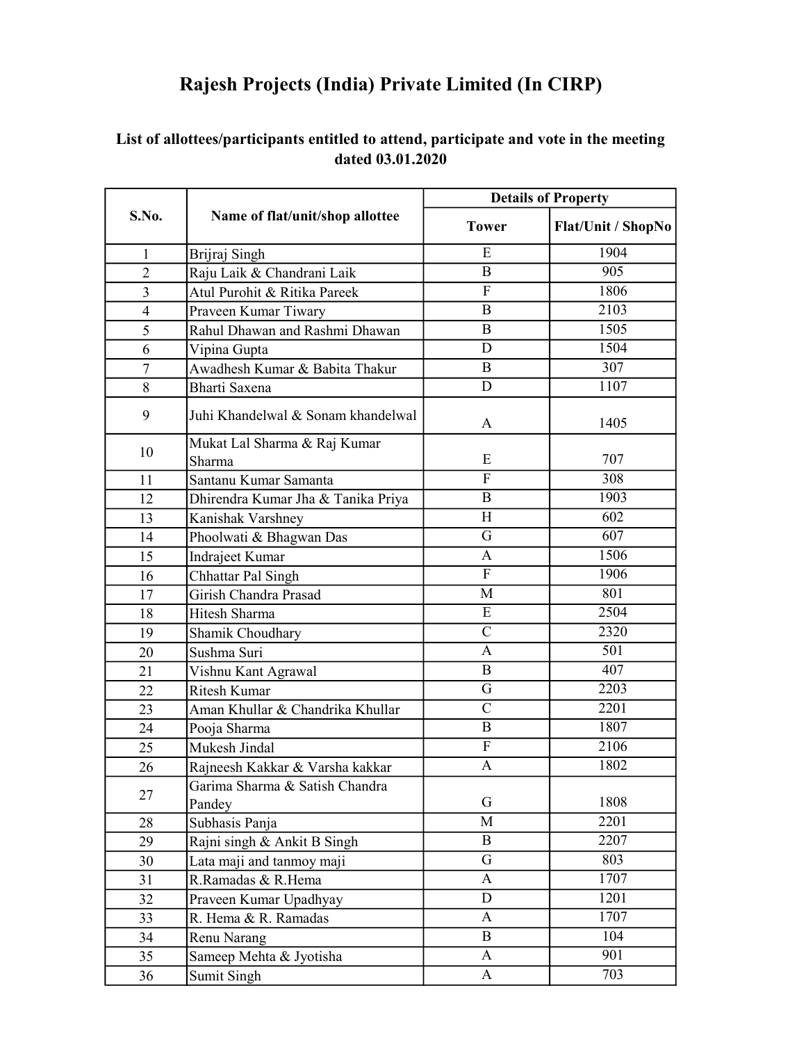# Rajesh Projects (India) Private Limited (In CIRP)

**List of allottees/participants entitled to attend, participate and vote in the meeting dated 03.01.2020**

| S.No. | Name of flat/unit/shop allottee | Details of Property | |
|---|---|---|---|
| | | Tower | Flat/Unit / ShopNo |
| 1 | Brijraj Singh | E | 1904 |
| 2 | Raju Laik & Chandrani Laik | B | 905 |
| 3 | Atul Purohit & Ritika Pareek | F | 1806 |
| 4 | Praveen Kumar Tiwary | B | 2103 |
| 5 | Rahul Dhawan and Rashmi Dhawan | B | 1505 |
| 6 | Vipina Gupta | D | 1504 |
| 7 | Awadhesh Kumar & Babita Thakur | B | 307 |
| 8 | Bharti Saxena | D | 1107 |
| 9 | Juhi Khandelwal & Sonam khandelwal | A | 1405 |
| 10 | Mukat Lal Sharma & Raj Kumar Sharma | E | 707 |
| 11 | Santanu Kumar Samanta | F | 308 |
| 12 | Dhirendra Kumar Jha & Tanika Priya | B | 1903 |
| 13 | Kanishak Varshney | H | 602 |
| 14 | Phoolwati & Bhagwan Das | G | 607 |
| 15 | Indrajeet Kumar | A | 1506 |
| 16 | Chhattar Pal Singh | F | 1906 |
| 17 | Girish Chandra Prasad | M | 801 |
| 18 | Hitesh Sharma | E | 2504 |
| 19 | Shamik Choudhary | C | 2320 |
| 20 | Sushma Suri | A | 501 |
| 21 | Vishnu Kant Agrawal | B | 407 |
| 22 | Ritesh Kumar | G | 2203 |
| 23 | Aman Khullar & Chandrika Khullar | C | 2201 |
| 24 | Pooja Sharma | B | 1807 |
| 25 | Mukesh Jindal | F | 2106 |
| 26 | Rajneesh Kakkar & Varsha kakkar | A | 1802 |
| 27 | Garima Sharma & Satish Chandra Pandey | G | 1808 |
| 28 | Subhasis Panja | M | 2201 |
| 29 | Rajni singh & Ankit B Singh | B | 2207 |
| 30 | Lata maji and tanmoy maji | G | 803 |
| 31 | R.Ramadas & R.Hema | A | 1707 |
| 32 | Praveen Kumar Upadhyay | D | 1201 |
| 33 | R. Hema & R. Ramadas | A | 1707 |
| 34 | Renu Narang | B | 104 |
| 35 | Sameep Mehta & Jyotisha | A | 901 |
| 36 | Sumit Singh | A | 703 |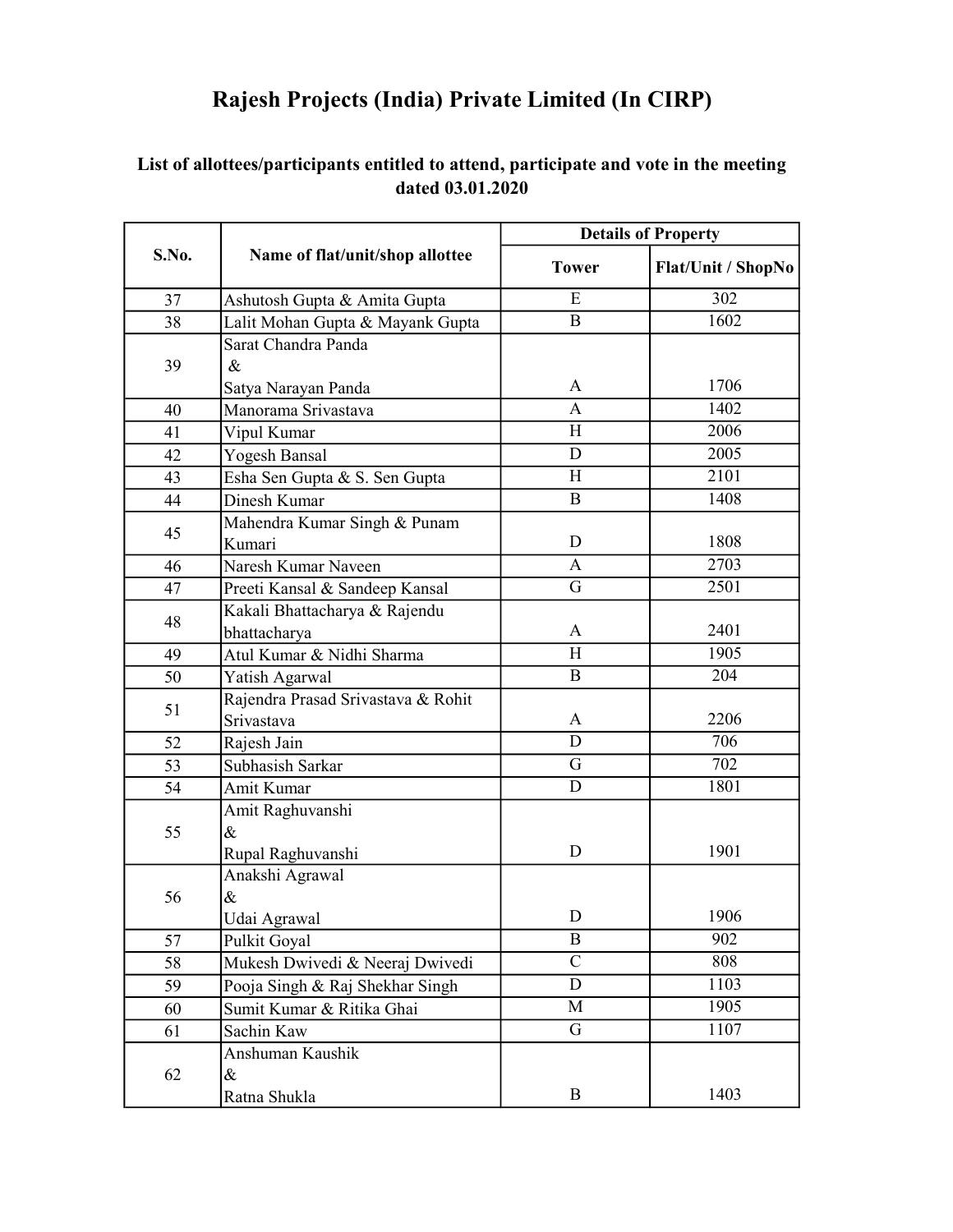# Rajesh Projects (India) Private Limited (In CIRP)

**List of allottees/participants entitled to attend, participate and vote in the meeting dated 03.01.2020**

| S.No. | Name of flat/unit/shop allottee | Details of Property | |
|---|---|---|---|
| | | Tower | Flat/Unit / ShopNo |
| 37 | Ashutosh Gupta & Amita Gupta | E | 302 |
| 38 | Lalit Mohan Gupta & Mayank Gupta | B | 1602 |
| 39 | Sarat Chandra Panda & Satya Narayan Panda | A | 1706 |
| 40 | Manorama Srivastava | A | 1402 |
| 41 | Vipul Kumar | H | 2006 |
| 42 | Yogesh Bansal | D | 2005 |
| 43 | Esha Sen Gupta & S. Sen Gupta | H | 2101 |
| 44 | Dinesh Kumar | B | 1408 |
| 45 | Mahendra Kumar Singh & Punam Kumari | D | 1808 |
| 46 | Naresh Kumar Naveen | A | 2703 |
| 47 | Preeti Kansal & Sandeep Kansal | G | 2501 |
| 48 | Kakali Bhattacharya & Rajendu bhattacharya | A | 2401 |
| 49 | Atul Kumar & Nidhi Sharma | H | 1905 |
| 50 | Yatish Agarwal | B | 204 |
| 51 | Rajendra Prasad Srivastava & Rohit Srivastava | A | 2206 |
| 52 | Rajesh Jain | D | 706 |
| 53 | Subhasish Sarkar | G | 702 |
| 54 | Amit Kumar | D | 1801 |
| 55 | Amit Raghuvanshi & Rupal Raghuvanshi | D | 1901 |
| 56 | Anakshi Agrawal & Udai Agrawal | D | 1906 |
| 57 | Pulkit Goyal | B | 902 |
| 58 | Mukesh Dwivedi & Neeraj Dwivedi | C | 808 |
| 59 | Pooja Singh & Raj Shekhar Singh | D | 1103 |
| 60 | Sumit Kumar & Ritika Ghai | M | 1905 |
| 61 | Sachin Kaw | G | 1107 |
| 62 | Anshuman Kaushik & Ratna Shukla | B | 1403 |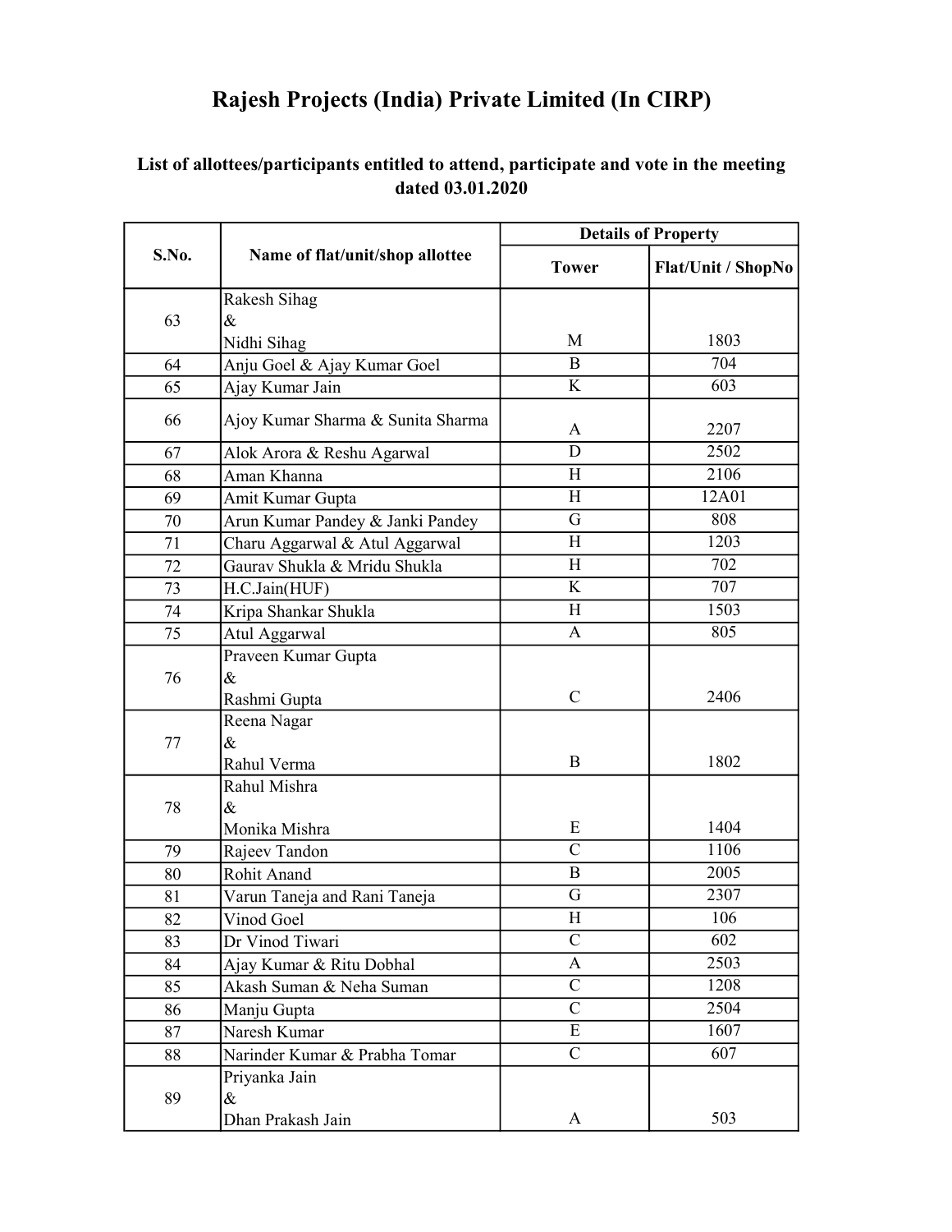# Rajesh Projects (India) Private Limited (In CIRP)

### List of allottees/participants entitled to attend, participate and vote in the meeting dated 03.01.2020

| S.No. | Name of flat/unit/shop allottee | Details of Property | |
|---|---|---|---|
| | | Tower | Flat/Unit / ShopNo |
| 63 | Rakesh Sihag & Nidhi Sihag | M | 1803 |
| 64 | Anju Goel & Ajay Kumar Goel | B | 704 |
| 65 | Ajay Kumar Jain | K | 603 |
| 66 | Ajoy Kumar Sharma & Sunita Sharma | A | 2207 |
| 67 | Alok Arora & Reshu Agarwal | D | 2502 |
| 68 | Aman Khanna | H | 2106 |
| 69 | Amit Kumar Gupta | H | 12A01 |
| 70 | Arun Kumar Pandey & Janki Pandey | G | 808 |
| 71 | Charu Aggarwal & Atul Aggarwal | H | 1203 |
| 72 | Gaurav Shukla & Mridu Shukla | H | 702 |
| 73 | H.C.Jain(HUF) | K | 707 |
| 74 | Kripa Shankar Shukla | H | 1503 |
| 75 | Atul Aggarwal | A | 805 |
| 76 | Praveen Kumar Gupta & Rashmi Gupta | C | 2406 |
| 77 | Reena Nagar & Rahul Verma | B | 1802 |
| 78 | Rahul Mishra & Monika Mishra | E | 1404 |
| 79 | Rajeev Tandon | C | 1106 |
| 80 | Rohit Anand | B | 2005 |
| 81 | Varun Taneja and Rani Taneja | G | 2307 |
| 82 | Vinod Goel | H | 106 |
| 83 | Dr Vinod Tiwari | C | 602 |
| 84 | Ajay Kumar & Ritu Dobhal | A | 2503 |
| 85 | Akash Suman & Neha Suman | C | 1208 |
| 86 | Manju Gupta | C | 2504 |
| 87 | Naresh Kumar | E | 1607 |
| 88 | Narinder Kumar & Prabha Tomar | C | 607 |
| 89 | Priyanka Jain & Dhan Prakash Jain | A | 503 |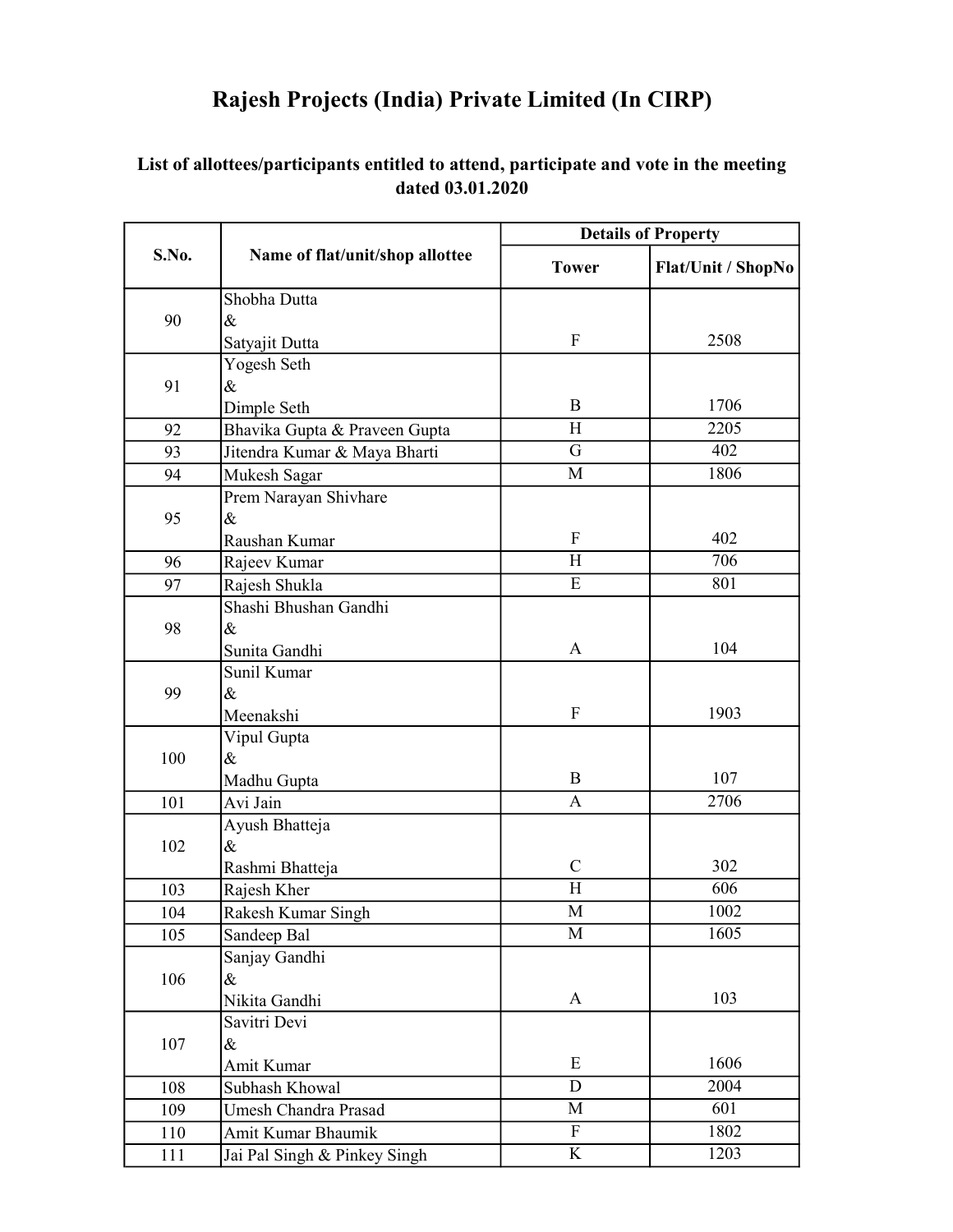# Rajesh Projects (India) Private Limited (In CIRP)

**List of allottees/participants entitled to attend, participate and vote in the meeting dated 03.01.2020**

| S.No. | Name of flat/unit/shop allottee | Details of Property | |
|---|---|---|---|
| | | Tower | Flat/Unit / ShopNo |
| 90 | Shobha Dutta & Satyajit Dutta | F | 2508 |
| 91 | Yogesh Seth & Dimple Seth | B | 1706 |
| 92 | Bhavika Gupta & Praveen Gupta | H | 2205 |
| 93 | Jitendra Kumar & Maya Bharti | G | 402 |
| 94 | Mukesh Sagar | M | 1806 |
| 95 | Prem Narayan Shivhare & Raushan Kumar | F | 402 |
| 96 | Rajeev Kumar | H | 706 |
| 97 | Rajesh Shukla | E | 801 |
| 98 | Shashi Bhushan Gandhi & Sunita Gandhi | A | 104 |
| 99 | Sunil Kumar & Meenakshi | F | 1903 |
| 100 | Vipul Gupta & Madhu Gupta | B | 107 |
| 101 | Avi Jain | A | 2706 |
| 102 | Ayush Bhatteja & Rashmi Bhatteja | C | 302 |
| 103 | Rajesh Kher | H | 606 |
| 104 | Rakesh Kumar Singh | M | 1002 |
| 105 | Sandeep Bal | M | 1605 |
| 106 | Sanjay Gandhi & Nikita Gandhi | A | 103 |
| 107 | Savitri Devi & Amit Kumar | E | 1606 |
| 108 | Subhash Khowal | D | 2004 |
| 109 | Umesh Chandra Prasad | M | 601 |
| 110 | Amit Kumar Bhaumik | F | 1802 |
| 111 | Jai Pal Singh & Pinkey Singh | K | 1203 |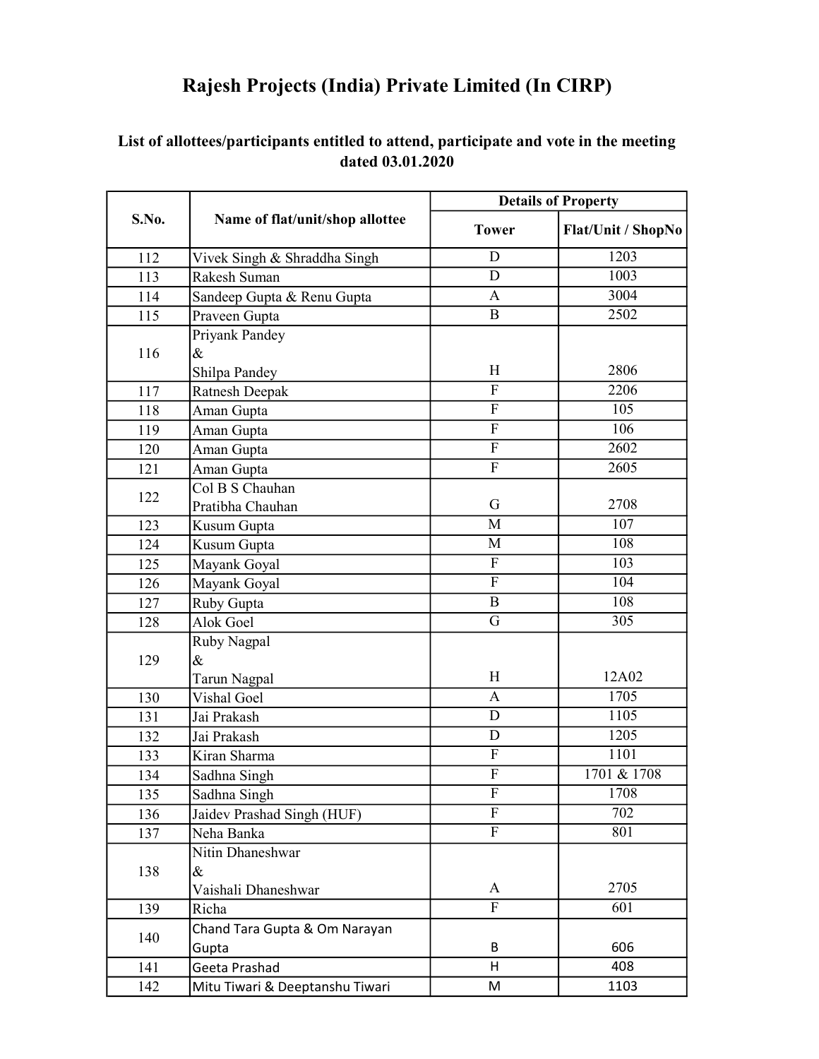# Rajesh Projects (India) Private Limited (In CIRP)

**List of allottees/participants entitled to attend, participate and vote in the meeting dated 03.01.2020**

| S.No. | Name of flat/unit/shop allottee | Details of Property | |
|---|---|---|---|
| | | Tower | Flat/Unit / ShopNo |
| 112 | Vivek Singh & Shraddha Singh | D | 1203 |
| 113 | Rakesh Suman | D | 1003 |
| 114 | Sandeep Gupta & Renu Gupta | A | 3004 |
| 115 | Praveen Gupta | B | 2502 |
| 116 | Priyank Pandey & Shilpa Pandey | H | 2806 |
| 117 | Ratnesh Deepak | F | 2206 |
| 118 | Aman Gupta | F | 105 |
| 119 | Aman Gupta | F | 106 |
| 120 | Aman Gupta | F | 2602 |
| 121 | Aman Gupta | F | 2605 |
| 122 | Col B S Chauhan Pratibha Chauhan | G | 2708 |
| 123 | Kusum Gupta | M | 107 |
| 124 | Kusum Gupta | M | 108 |
| 125 | Mayank Goyal | F | 103 |
| 126 | Mayank Goyal | F | 104 |
| 127 | Ruby Gupta | B | 108 |
| 128 | Alok Goel | G | 305 |
| 129 | Ruby Nagpal & Tarun Nagpal | H | 12A02 |
| 130 | Vishal Goel | A | 1705 |
| 131 | Jai Prakash | D | 1105 |
| 132 | Jai Prakash | D | 1205 |
| 133 | Kiran Sharma | F | 1101 |
| 134 | Sadhna Singh | F | 1701 & 1708 |
| 135 | Sadhna Singh | F | 1708 |
| 136 | Jaidev Prashad Singh (HUF) | F | 702 |
| 137 | Neha Banka | F | 801 |
| 138 | Nitin Dhaneshwar & Vaishali Dhaneshwar | A | 2705 |
| 139 | Richa | F | 601 |
| 140 | Chand Tara Gupta & Om Narayan Gupta | B | 606 |
| 141 | Geeta Prashad | H | 408 |
| 142 | Mitu Tiwari & Deeptanshu Tiwari | M | 1103 |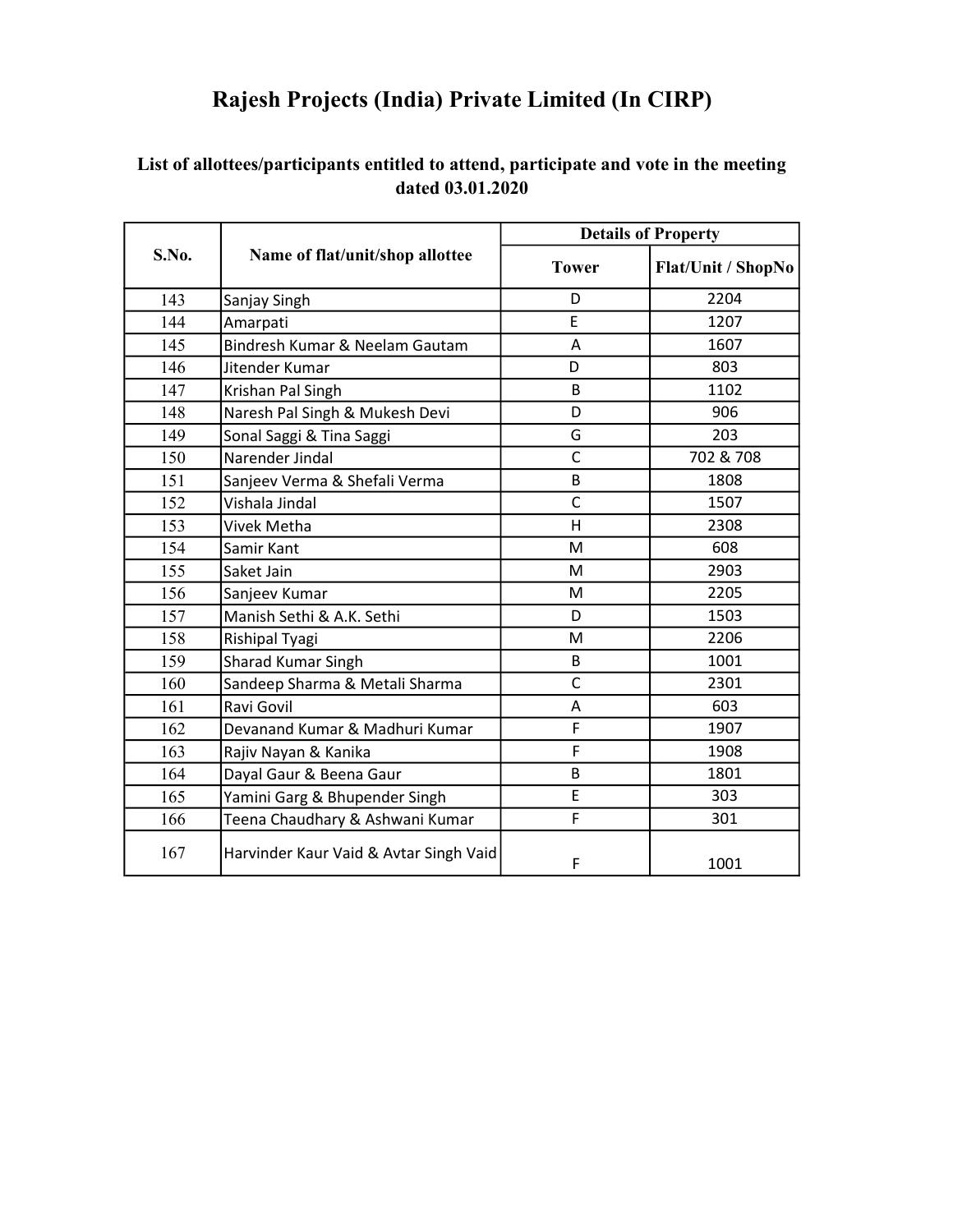# Rajesh Projects (India) Private Limited (In CIRP)

**List of allottees/participants entitled to attend, participate and vote in the meeting dated 03.01.2020**

| S.No. | Name of flat/unit/shop allottee | Details of Property | |
|---|---|---|---|
| | | Tower | Flat/Unit / ShopNo |
| 143 | Sanjay Singh | D | 2204 |
| 144 | Amarpati | E | 1207 |
| 145 | Bindresh Kumar & Neelam Gautam | A | 1607 |
| 146 | Jitender Kumar | D | 803 |
| 147 | Krishan Pal Singh | B | 1102 |
| 148 | Naresh Pal Singh & Mukesh Devi | D | 906 |
| 149 | Sonal Saggi & Tina Saggi | G | 203 |
| 150 | Narender Jindal | C | 702 & 708 |
| 151 | Sanjeev Verma & Shefali Verma | B | 1808 |
| 152 | Vishala Jindal | C | 1507 |
| 153 | Vivek Metha | H | 2308 |
| 154 | Samir Kant | M | 608 |
| 155 | Saket Jain | M | 2903 |
| 156 | Sanjeev Kumar | M | 2205 |
| 157 | Manish Sethi & A.K. Sethi | D | 1503 |
| 158 | Rishipal Tyagi | M | 2206 |
| 159 | Sharad Kumar Singh | B | 1001 |
| 160 | Sandeep Sharma & Metali Sharma | C | 2301 |
| 161 | Ravi Govil | A | 603 |
| 162 | Devanand Kumar & Madhuri Kumar | F | 1907 |
| 163 | Rajiv Nayan & Kanika | F | 1908 |
| 164 | Dayal Gaur & Beena Gaur | B | 1801 |
| 165 | Yamini Garg & Bhupender Singh | E | 303 |
| 166 | Teena Chaudhary & Ashwani Kumar | F | 301 |
| 167 | Harvinder Kaur Vaid & Avtar Singh Vaid | F | 1001 |